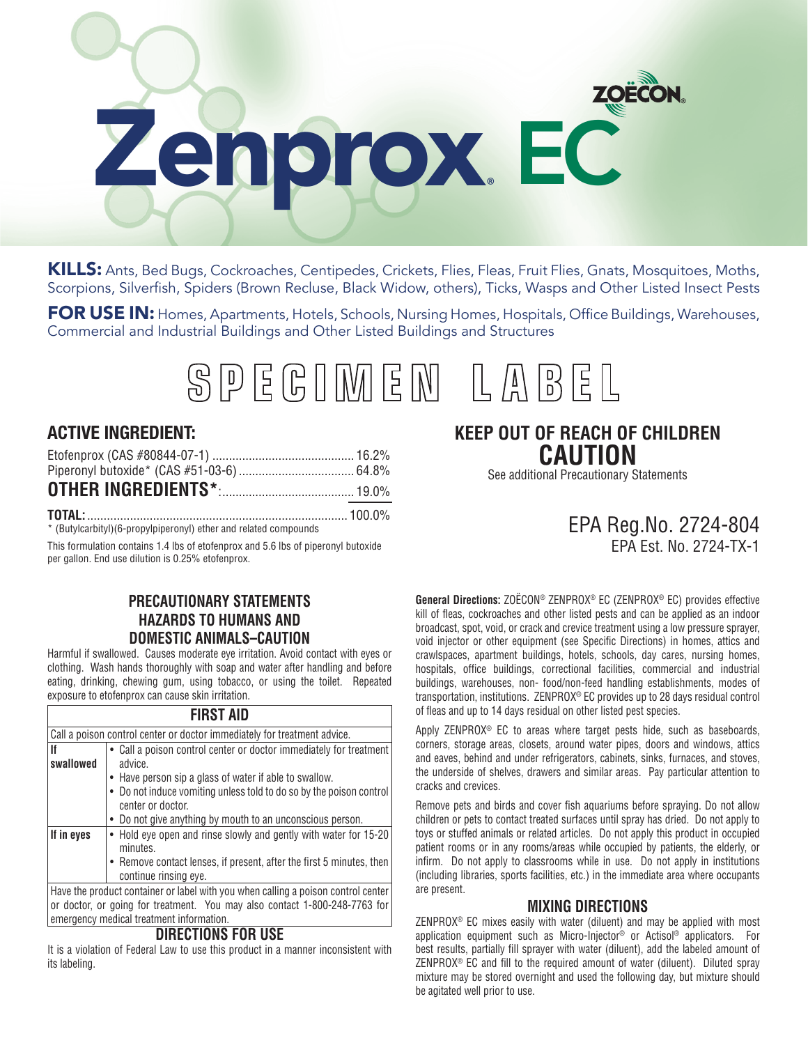# Zenprox® EC

ZOËCON®

**KILLS:** Ants, Bed Bugs, Cockroaches, Centipedes, Crickets, Flies, Fleas, Fruit Flies, Gnats, Mosquitoes, Moths, Scorpions, Silverfish, Spiders (Brown Recluse, Black Widow, others), Ticks, Wasps and Other Listed Insect Pests

**FOR USE IN:** Homes, Apartments, Hotels, Schools, Nursing Homes, Hospitals, Office Buildings, Warehouses, Commercial and Industrial Buildings and Other Listed Buildings and Structures

# SPECIMEN LABEL

## ACTIVE INGREDIENT:

| | |
|---|---|
| Etofenprox (CAS #80844-07-1) | 16.2% |
| Piperonyl butoxide* (CAS #51-03-6) | 64.8% |
| **OTHER INGREDIENTS*:** | 19.0% |
| **TOTAL:** | 100.0% |

* (Butylcarbityl)(6-propylpiperonyl) ether and related compounds

This formulation contains 1.4 lbs of etofenprox and 5.6 lbs of piperonyl butoxide per gallon. End use dilution is 0.25% etofenprox.

## KEEP OUT OF REACH OF CHILDREN
## CAUTION

See additional Precautionary Statements

EPA Reg.No. 2724-804
EPA Est. No. 2724-TX-1

### PRECAUTIONARY STATEMENTS
### HAZARDS TO HUMANS AND DOMESTIC ANIMALS–CAUTION

Harmful if swallowed. Causes moderate eye irritation. Avoid contact with eyes or clothing. Wash hands thoroughly with soap and water after handling and before eating, drinking, chewing gum, using tobacco, or using the toilet. Repeated exposure to etofenprox can cause skin irritation.

| FIRST AID | |
|---|---|
| Call a poison control center or doctor immediately for treatment advice. | |
| **If swallowed** | • Call a poison control center or doctor immediately for treatment advice.<br>• Have person sip a glass of water if able to swallow.<br>• Do not induce vomiting unless told to do so by the poison control center or doctor.<br>• Do not give anything by mouth to an unconscious person. |
| **If in eyes** | • Hold eye open and rinse slowly and gently with water for 15-20 minutes.<br>• Remove contact lenses, if present, after the first 5 minutes, then continue rinsing eye. |
| Have the product container or label with you when calling a poison control center or doctor, or going for treatment. You may also contact 1-800-248-7763 for emergency medical treatment information. | |

### DIRECTIONS FOR USE

It is a violation of Federal Law to use this product in a manner inconsistent with its labeling.

**General Directions:** ZOËCON® ZENPROX® EC (ZENPROX® EC) provides effective kill of fleas, cockroaches and other listed pests and can be applied as an indoor broadcast, spot, void, or crack and crevice treatment using a low pressure sprayer, void injector or other equipment (see Specific Directions) in homes, attics and crawlspaces, apartment buildings, hotels, schools, day cares, nursing homes, hospitals, office buildings, correctional facilities, commercial and industrial buildings, warehouses, non- food/non-feed handling establishments, modes of transportation, institutions. ZENPROX® EC provides up to 28 days residual control of fleas and up to 14 days residual on other listed pest species.

Apply ZENPROX® EC to areas where target pests hide, such as baseboards, corners, storage areas, closets, around water pipes, doors and windows, attics and eaves, behind and under refrigerators, cabinets, sinks, furnaces, and stoves, the underside of shelves, drawers and similar areas. Pay particular attention to cracks and crevices.

Remove pets and birds and cover fish aquariums before spraying. Do not allow children or pets to contact treated surfaces until spray has dried. Do not apply to toys or stuffed animals or related articles. Do not apply this product in occupied patient rooms or in any rooms/areas while occupied by patients, the elderly, or infirm. Do not apply to classrooms while in use. Do not apply in institutions (including libraries, sports facilities, etc.) in the immediate area where occupants are present.

### MIXING DIRECTIONS

ZENPROX® EC mixes easily with water (diluent) and may be applied with most application equipment such as Micro-Injector® or Actisol® applicators. For best results, partially fill sprayer with water (diluent), add the labeled amount of ZENPROX® EC and fill to the required amount of water (diluent). Diluted spray mixture may be stored overnight and used the following day, but mixture should be agitated well prior to use.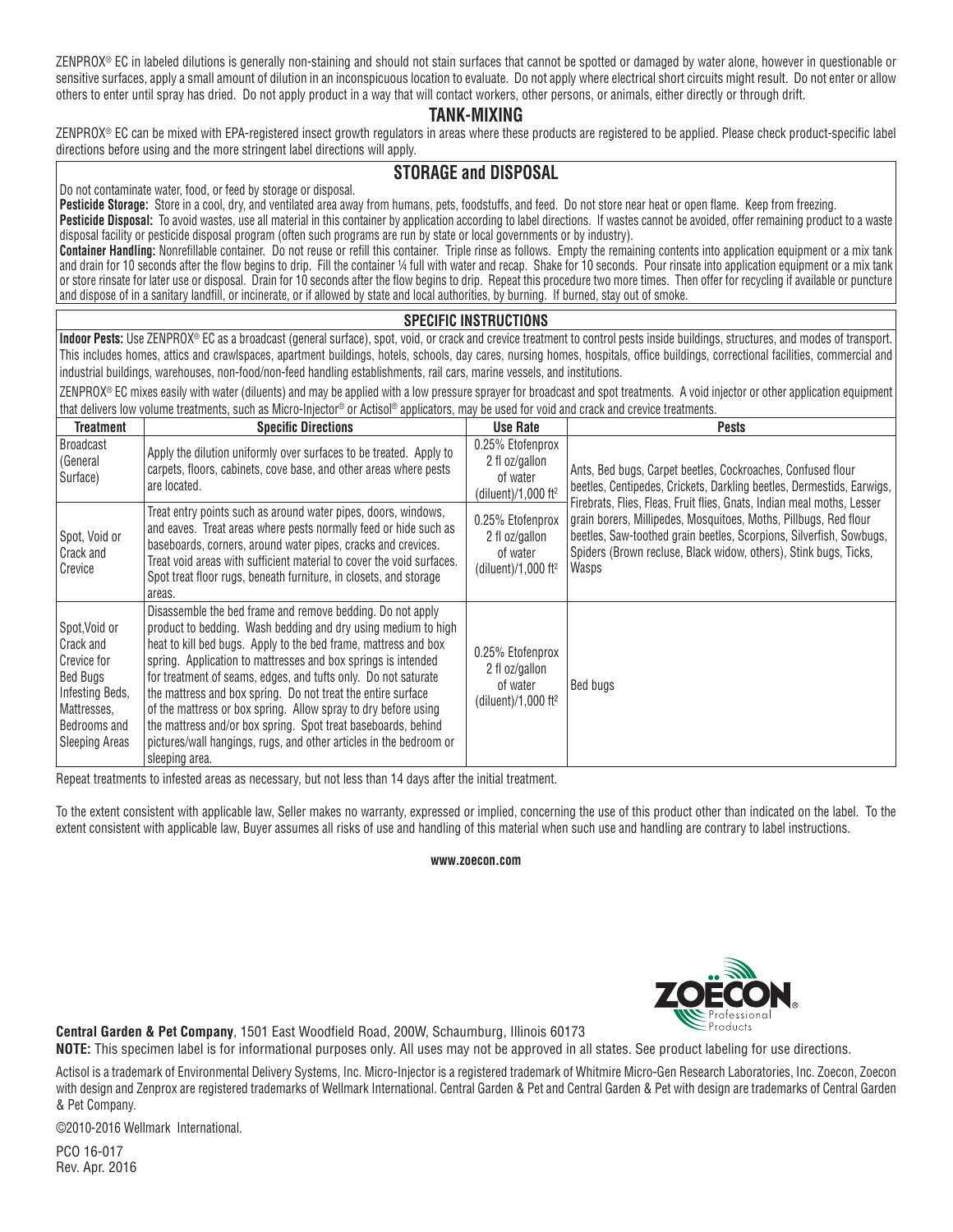ZENPROX® EC in labeled dilutions is generally non-staining and should not stain surfaces that cannot be spotted or damaged by water alone, however in questionable or sensitive surfaces, apply a small amount of dilution in an inconspicuous location to evaluate. Do not apply where electrical short circuits might result. Do not enter or allow others to enter until spray has dried. Do not apply product in a way that will contact workers, other persons, or animals, either directly or through drift.

## TANK-MIXING

ZENPROX® EC can be mixed with EPA-registered insect growth regulators in areas where these products are registered to be applied. Please check product-specific label directions before using and the more stringent label directions will apply.

## STORAGE and DISPOSAL

Do not contaminate water, food, or feed by storage or disposal.

**Pesticide Storage:** Store in a cool, dry, and ventilated area away from humans, pets, foodstuffs, and feed. Do not store near heat or open flame. Keep from freezing.

**Pesticide Disposal:** To avoid wastes, use all material in this container by application according to label directions. If wastes cannot be avoided, offer remaining product to a waste disposal facility or pesticide disposal program (often such programs are run by state or local governments or by industry).

**Container Handling:** Nonrefillable container. Do not reuse or refill this container. Triple rinse as follows. Empty the remaining contents into application equipment or a mix tank and drain for 10 seconds after the flow begins to drip. Fill the container ¼ full with water and recap. Shake for 10 seconds. Pour rinsate into application equipment or a mix tank or store rinsate for later use or disposal. Drain for 10 seconds after the flow begins to drip. Repeat this procedure two more times. Then offer for recycling if available or puncture and dispose of in a sanitary landfill, or incinerate, or if allowed by state and local authorities, by burning. If burned, stay out of smoke.

## SPECIFIC INSTRUCTIONS

**Indoor Pests:** Use ZENPROX® EC as a broadcast (general surface), spot, void, or crack and crevice treatment to control pests inside buildings, structures, and modes of transport. This includes homes, attics and crawlspaces, apartment buildings, hotels, schools, day cares, nursing homes, hospitals, office buildings, correctional facilities, commercial and industrial buildings, warehouses, non-food/non-feed handling establishments, rail cars, marine vessels, and institutions.

ZENPROX® EC mixes easily with water (diluents) and may be applied with a low pressure sprayer for broadcast and spot treatments. A void injector or other application equipment that delivers low volume treatments, such as Micro-Injector® or Actisol® applicators, may be used for void and crack and crevice treatments.

| Treatment | Specific Directions | Use Rate | Pests |
|---|---|---|---|
| Broadcast (General Surface) | Apply the dilution uniformly over surfaces to be treated. Apply to carpets, floors, cabinets, cove base, and other areas where pests are located. | 0.25% Etofenprox 2 fl oz/gallon of water (diluent)/1,000 ft² | Ants, Bed bugs, Carpet beetles, Cockroaches, Confused flour beetles, Centipedes, Crickets, Darkling beetles, Dermestids, Earwigs, Firebrats, Flies, Fleas, Fruit flies, Gnats, Indian meal moths, Lesser grain borers, Millipedes, Mosquitoes, Moths, Pillbugs, Red flour beetles, Saw-toothed grain beetles, Scorpions, Silverfish, Sowbugs, Spiders (Brown recluse, Black widow, others), Stink bugs, Ticks, Wasps |
| Spot, Void or Crack and Crevice | Treat entry points such as around water pipes, doors, windows, and eaves. Treat areas where pests normally feed or hide such as baseboards, corners, around water pipes, cracks and crevices. Treat void areas with sufficient material to cover the void surfaces. Spot treat floor rugs, beneath furniture, in closets, and storage areas. | 0.25% Etofenprox 2 fl oz/gallon of water (diluent)/1,000 ft² | |
| Spot,Void or Crack and Crevice for Bed Bugs Infesting Beds, Mattresses, Bedrooms and Sleeping Areas | Disassemble the bed frame and remove bedding. Do not apply product to bedding. Wash bedding and dry using medium to high heat to kill bed bugs. Apply to the bed frame, mattress and box spring. Application to mattresses and box springs is intended for treatment of seams, edges, and tufts only. Do not saturate the mattress and box spring. Do not treat the entire surface of the mattress or box spring. Allow spray to dry before using the mattress and/or box spring. Spot treat baseboards, behind pictures/wall hangings, rugs, and other articles in the bedroom or sleeping area. | 0.25% Etofenprox 2 fl oz/gallon of water (diluent)/1,000 ft² | Bed bugs |

Repeat treatments to infested areas as necessary, but not less than 14 days after the initial treatment.

To the extent consistent with applicable law, Seller makes no warranty, expressed or implied, concerning the use of this product other than indicated on the label. To the extent consistent with applicable law, Buyer assumes all risks of use and handling of this material when such use and handling are contrary to label instructions.

**www.zoecon.com**

ZOECON® Professional Products

**Central Garden & Pet Company**, 1501 East Woodfield Road, 200W, Schaumburg, Illinois 60173

**NOTE:** This specimen label is for informational purposes only. All uses may not be approved in all states. See product labeling for use directions.

Actisol is a trademark of Environmental Delivery Systems, Inc. Micro-Injector is a registered trademark of Whitmire Micro-Gen Research Laboratories, Inc. Zoecon, Zoecon with design and Zenprox are registered trademarks of Wellmark International. Central Garden & Pet and Central Garden & Pet with design are trademarks of Central Garden & Pet Company.

©2010-2016 Wellmark International.

PCO 16-017
Rev. Apr. 2016